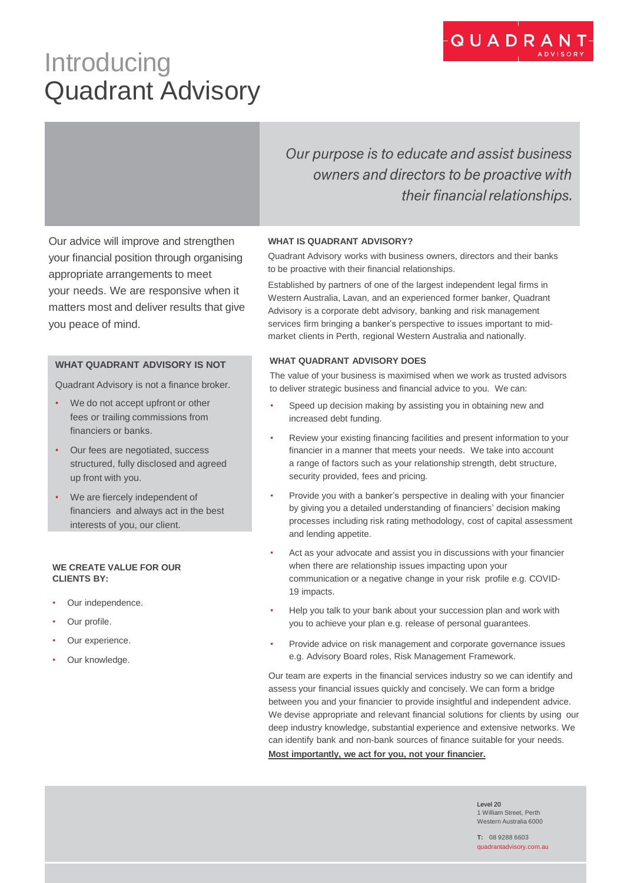# Introducing Quadrant Advisory

QUADRANT ADVISORY

*Our purpose is to educate and assist business owners and directors to be proactive with their financial relationships.*

Our advice will improve and strengthen your financial position through organising appropriate arrangements to meet your needs. We are responsive when it matters most and deliver results that give you peace of mind.

### WHAT QUADRANT ADVISORY IS NOT

Quadrant Advisory is not a finance broker.

- We do not accept upfront or other fees or trailing commissions from financiers or banks.
- Our fees are negotiated, success structured, fully disclosed and agreed up front with you.
- We are fiercely independent of financiers and always act in the best interests of you, our client.

### WE CREATE VALUE FOR OUR CLIENTS BY:

- Our independence.
- Our profile.
- Our experience.
- Our knowledge.

### WHAT IS QUADRANT ADVISORY?

Quadrant Advisory works with business owners, directors and their banks to be proactive with their financial relationships.

Established by partners of one of the largest independent legal firms in Western Australia, Lavan, and an experienced former banker, Quadrant Advisory is a corporate debt advisory, banking and risk management services firm bringing a banker's perspective to issues important to mid-market clients in Perth, regional Western Australia and nationally.

### WHAT QUADRANT ADVISORY DOES

The value of your business is maximised when we work as trusted advisors to deliver strategic business and financial advice to you. We can:

- Speed up decision making by assisting you in obtaining new and increased debt funding.
- Review your existing financing facilities and present information to your financier in a manner that meets your needs. We take into account a range of factors such as your relationship strength, debt structure, security provided, fees and pricing.
- Provide you with a banker's perspective in dealing with your financier by giving you a detailed understanding of financiers' decision making processes including risk rating methodology, cost of capital assessment and lending appetite.
- Act as your advocate and assist you in discussions with your financier when there are relationship issues impacting upon your communication or a negative change in your risk profile e.g. COVID-19 impacts.
- Help you talk to your bank about your succession plan and work with you to achieve your plan e.g. release of personal guarantees.
- Provide advice on risk management and corporate governance issues e.g. Advisory Board roles, Risk Management Framework.

Our team are experts in the financial services industry so we can identify and assess your financial issues quickly and concisely. We can form a bridge between you and your financier to provide insightful and independent advice. We devise appropriate and relevant financial solutions for clients by using our deep industry knowledge, substantial experience and extensive networks. We can identify bank and non-bank sources of finance suitable for your needs.

**Most importantly, we act for you, not your financier.**

Level 20
1 William Street, Perth
Western Australia 6000

**T:** 08 9288 6603
quadrantadvisory.com.au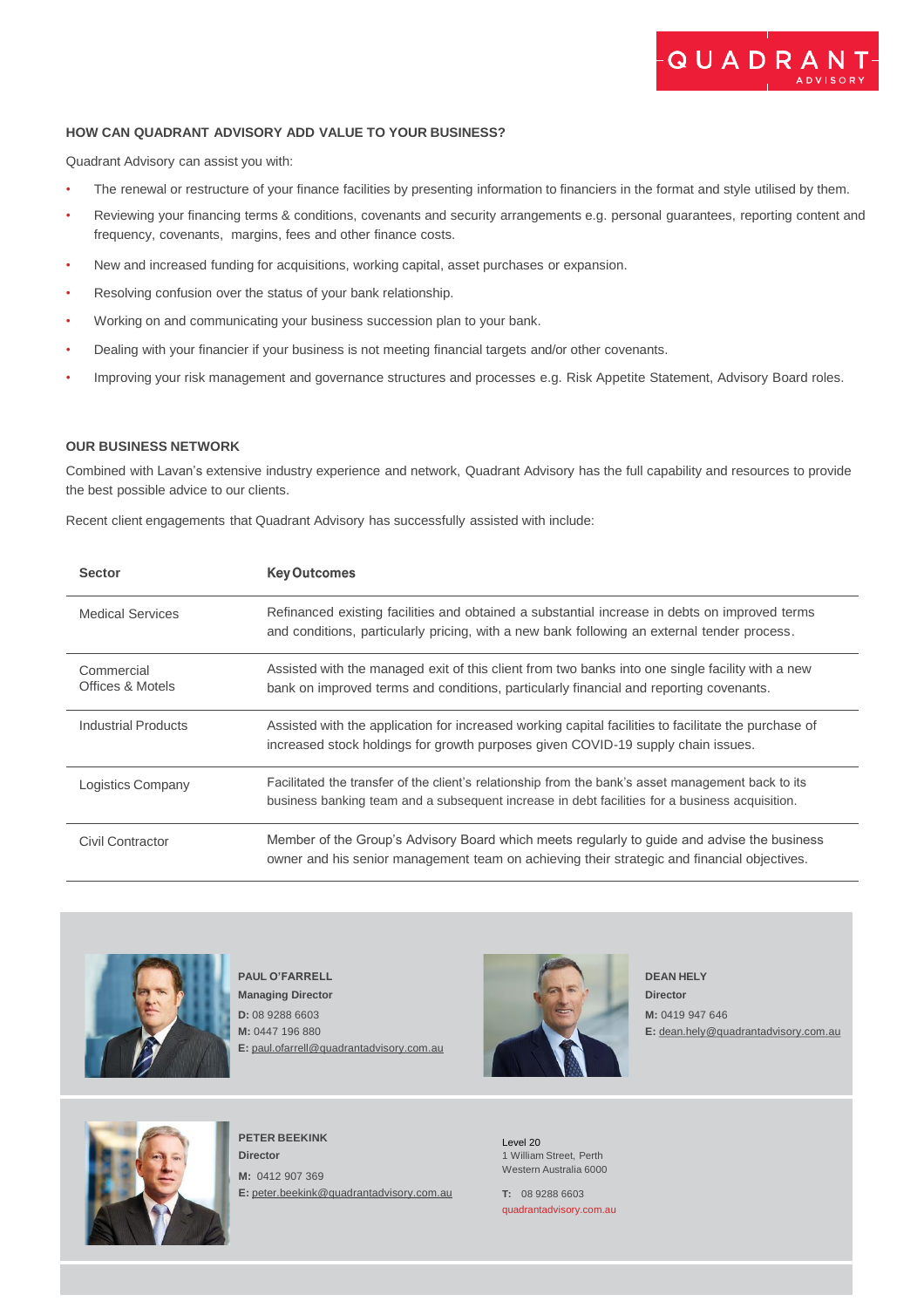### HOW CAN QUADRANT ADVISORY ADD VALUE TO YOUR BUSINESS?

Quadrant Advisory can assist you with:

- The renewal or restructure of your finance facilities by presenting information to financiers in the format and style utilised by them.
- Reviewing your financing terms & conditions, covenants and security arrangements e.g. personal guarantees, reporting content and frequency, covenants, margins, fees and other finance costs.
- New and increased funding for acquisitions, working capital, asset purchases or expansion.
- Resolving confusion over the status of your bank relationship.
- Working on and communicating your business succession plan to your bank.
- Dealing with your financier if your business is not meeting financial targets and/or other covenants.
- Improving your risk management and governance structures and processes e.g. Risk Appetite Statement, Advisory Board roles.

### OUR BUSINESS NETWORK

Combined with Lavan's extensive industry experience and network, Quadrant Advisory has the full capability and resources to provide the best possible advice to our clients.

Recent client engagements that Quadrant Advisory has successfully assisted with include:

| Sector | Key Outcomes |
|---|---|
| Medical Services | Refinanced existing facilities and obtained a substantial increase in debts on improved terms and conditions, particularly pricing, with a new bank following an external tender process. |
| Commercial Offices & Motels | Assisted with the managed exit of this client from two banks into one single facility with a new bank on improved terms and conditions, particularly financial and reporting covenants. |
| Industrial Products | Assisted with the application for increased working capital facilities to facilitate the purchase of increased stock holdings for growth purposes given COVID-19 supply chain issues. |
| Logistics Company | Facilitated the transfer of the client's relationship from the bank's asset management back to its business banking team and a subsequent increase in debt facilities for a business acquisition. |
| Civil Contractor | Member of the Group's Advisory Board which meets regularly to guide and advise the business owner and his senior management team on achieving their strategic and financial objectives. |

**PAUL O'FARRELL**
**Managing Director**
**D:** 08 9288 6603
**M:** 0447 196 880
**E:** paul.ofarrell@quadrantadvisory.com.au

**DEAN HELY**
**Director**
**M:** 0419 947 646
**E:** dean.hely@quadrantadvisory.com.au

**PETER BEEKINK**
**Director**
**M:** 0412 907 369
**E:** peter.beekink@quadrantadvisory.com.au

Level 20
1 William Street, Perth
Western Australia 6000

**T:** 08 9288 6603
quadrantadvisory.com.au